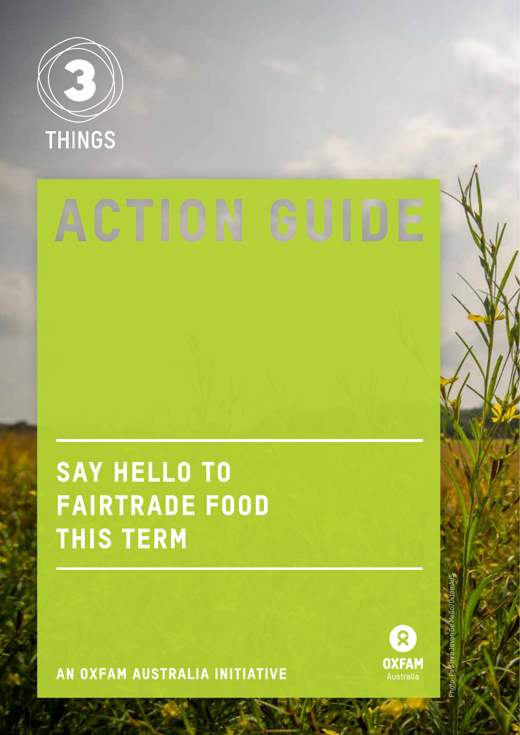3 THINGS

# ACTION GUIDE

## SAY HELLO TO FAIRTRADE FOOD THIS TERM

**AN OXFAM AUSTRALIA INITIATIVE**

OXFAM Australia

Photo: Pavithra Jovan De Mello/OxfamAUS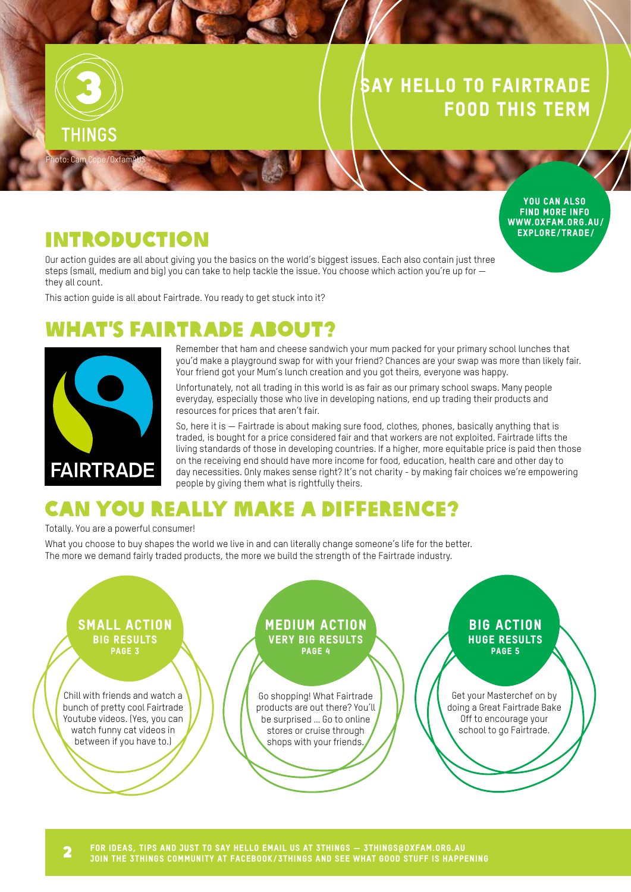# 3 THINGS

Photo: Cam Cope/OxfamAUS

# SAY HELLO TO FAIRTRADE FOOD THIS TERM

YOU CAN ALSO FIND MORE INFO WWW.OXFAM.ORG.AU/EXPLORE/TRADE/

## INTRODUCTION

Our action guides are all about giving you the basics on the world's biggest issues. Each also contain just three steps (small, medium and big) you can take to help tackle the issue. You choose which action you're up for — they all count.

This action guide is all about Fairtrade. You ready to get stuck into it?

## WHAT'S FAIRTRADE ABOUT?

FAIRTRADE

Remember that ham and cheese sandwich your mum packed for your primary school lunches that you'd make a playground swap for with your friend? Chances are your swap was more than likely fair. Your friend got your Mum's lunch creation and you got theirs, everyone was happy.

Unfortunately, not all trading in this world is as fair as our primary school swaps. Many people everyday, especially those who live in developing nations, end up trading their products and resources for prices that aren't fair.

So, here it is — Fairtrade is about making sure food, clothes, phones, basically anything that is traded, is bought for a price considered fair and that workers are not exploited. Fairtrade lifts the living standards of those in developing countries. If a higher, more equitable price is paid then those on the receiving end should have more income for food, education, health care and other day to day necessities. Only makes sense right? It's not charity - by making fair choices we're empowering people by giving them what is rightfully theirs.

## CAN YOU REALLY MAKE A DIFFERENCE?

Totally. You are a powerful consumer!

What you choose to buy shapes the world we live in and can literally change someone's life for the better. The more we demand fairly traded products, the more we build the strength of the Fairtrade industry.

### SMALL ACTION
**BIG RESULTS**
**PAGE 3**

Chill with friends and watch a bunch of pretty cool Fairtrade Youtube videos. (Yes, you can watch funny cat videos in between if you have to.)

### MEDIUM ACTION
**VERY BIG RESULTS**
**PAGE 4**

Go shopping! What Fairtrade products are out there? You'll be surprised ... Go to online stores or cruise through shops with your friends.

### BIG ACTION
**HUGE RESULTS**
**PAGE 5**

Get your Masterchef on by doing a Great Fairtrade Bake Off to encourage your school to go Fairtrade.

FOR IDEAS, TIPS AND JUST TO SAY HELLO EMAIL US AT 3THINGS — 3THINGS@OXFAM.ORG.AU
JOIN THE 3THINGS COMMUNITY AT FACEBOOK/3THINGS AND SEE WHAT GOOD STUFF IS HAPPENING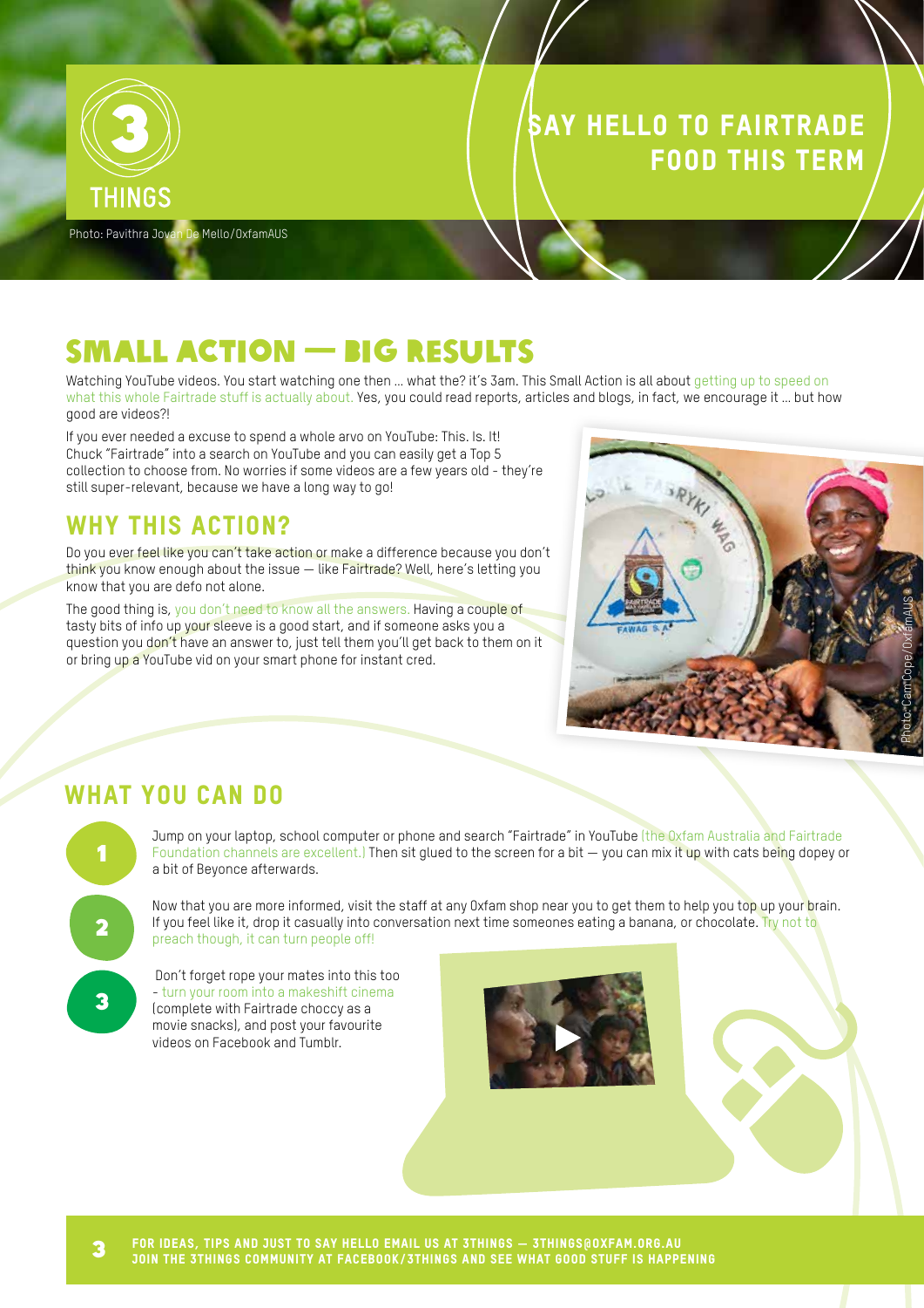# 3 THINGS

## SAY HELLO TO FAIRTRADE FOOD THIS TERM

Photo: Pavithra Jovan De Mello/OxfamAUS

## SMALL ACTION — BIG RESULTS

Watching YouTube videos. You start watching one then ... what the? it's 3am. This Small Action is all about getting up to speed on what this whole Fairtrade stuff is actually about. Yes, you could read reports, articles and blogs, in fact, we encourage it ... but how good are videos?!

If you ever needed a excuse to spend a whole arvo on YouTube: This. Is. It! Chuck "Fairtrade" into a search on YouTube and you can easily get a Top 5 collection to choose from. No worries if some videos are a few years old - they're still super-relevant, because we have a long way to go!

### WHY THIS ACTION?

Do you ever feel like you can't take action or make a difference because you don't think you know enough about the issue — like Fairtrade? Well, here's letting you know that you are defo not alone.

The good thing is, you don't need to know all the answers. Having a couple of tasty bits of info up your sleeve is a good start, and if someone asks you a question you don't have an answer to, just tell them you'll get back to them on it or bring up a YouTube vid on your smart phone for instant cred.

Photo: Cam Cope/OxfamAUS

### WHAT YOU CAN DO

1. Jump on your laptop, school computer or phone and search "Fairtrade" in YouTube (the Oxfam Australia and Fairtrade Foundation channels are excellent.) Then sit glued to the screen for a bit — you can mix it up with cats being dopey or a bit of Beyonce afterwards.

2. Now that you are more informed, visit the staff at any Oxfam shop near you to get them to help you top up your brain. If you feel like it, drop it casually into conversation next time someones eating a banana, or chocolate. Try not to preach though, it can turn people off!

3. Don't forget rope your mates into this too - turn your room into a makeshift cinema (complete with Fairtrade choccy as a movie snacks), and post your favourite videos on Facebook and Tumblr.

FOR IDEAS, TIPS AND JUST TO SAY HELLO EMAIL US AT 3THINGS — 3THINGS@OXFAM.ORG.AU
JOIN THE 3THINGS COMMUNITY AT FACEBOOK/3THINGS AND SEE WHAT GOOD STUFF IS HAPPENING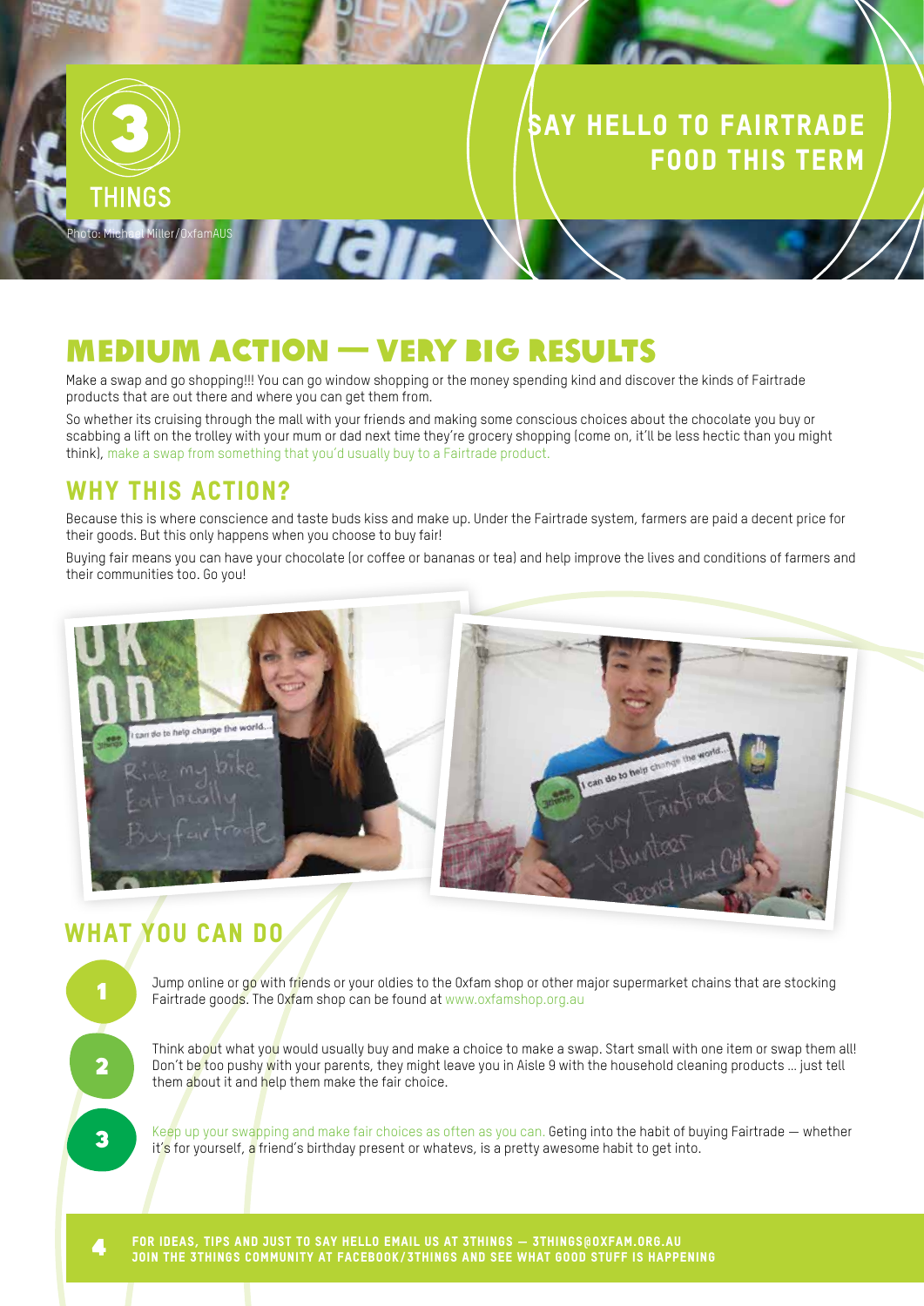# 3 THINGS

Photo: Michael Miller/OxfamAUS

## SAY HELLO TO FAIRTRADE FOOD THIS TERM

## MEDIUM ACTION — VERY BIG RESULTS

Make a swap and go shopping!!! You can go window shopping or the money spending kind and discover the kinds of Fairtrade products that are out there and where you can get them from.

So whether its cruising through the mall with your friends and making some conscious choices about the chocolate you buy or scabbing a lift on the trolley with your mum or dad next time they're grocery shopping (come on, it'll be less hectic than you might think), make a swap from something that you'd usually buy to a Fairtrade product.

## WHY THIS ACTION?

Because this is where conscience and taste buds kiss and make up. Under the Fairtrade system, farmers are paid a decent price for their goods. But this only happens when you choose to buy fair!

Buying fair means you can have your chocolate (or coffee or bananas or tea) and help improve the lives and conditions of farmers and their communities too. Go you!

## WHAT YOU CAN DO

1. Jump online or go with friends or your oldies to the Oxfam shop or other major supermarket chains that are stocking Fairtrade goods. The Oxfam shop can be found at www.oxfamshop.org.au

2. Think about what you would usually buy and make a choice to make a swap. Start small with one item or swap them all! Don't be too pushy with your parents, they might leave you in Aisle 9 with the household cleaning products … just tell them about it and help them make the fair choice.

3. Keep up your swapping and make fair choices as often as you can. Geting into the habit of buying Fairtrade — whether it's for yourself, a friend's birthday present or whatevs, is a pretty awesome habit to get into.

**FOR IDEAS, TIPS AND JUST TO SAY HELLO EMAIL US AT 3THINGS — 3THINGS@OXFAM.ORG.AU**
**JOIN THE 3THINGS COMMUNITY AT FACEBOOK/3THINGS AND SEE WHAT GOOD STUFF IS HAPPENING**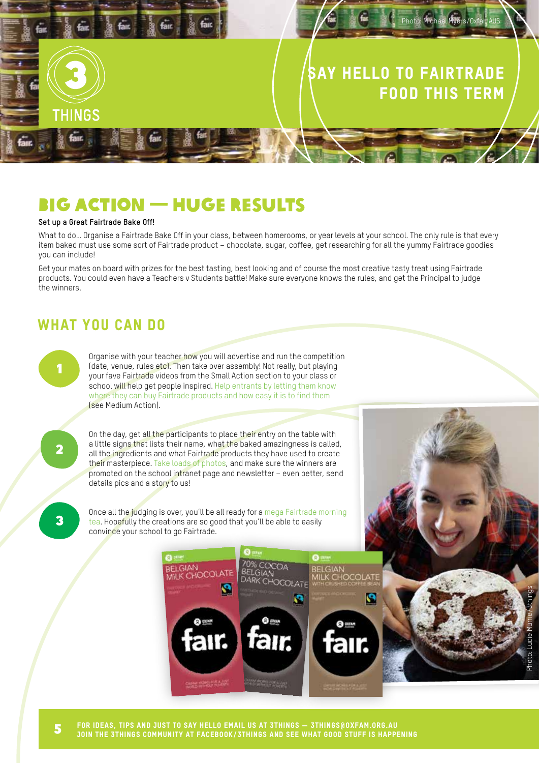# 3 THINGS

## SAY HELLO TO FAIRTRADE FOOD THIS TERM

Photo: Michael Myers/OxfamAUS

## BIG ACTION — HUGE RESULTS

**Set up a Great Fairtrade Bake Off!**

What to do... Organise a Fairtrade Bake Off in your class, between homerooms, or year levels at your school. The only rule is that every item baked must use some sort of Fairtrade product – chocolate, sugar, coffee, get researching for all the yummy Fairtrade goodies you can include!

Get your mates on board with prizes for the best tasting, best looking and of course the most creative tasty treat using Fairtrade products. You could even have a Teachers v Students battle! Make sure everyone knows the rules, and get the Principal to judge the winners.

## WHAT YOU CAN DO

1. Organise with your teacher how you will advertise and run the competition (date, venue, rules etc). Then take over assembly! Not really, but playing your fave Fairtrade videos from the Small Action section to your class or school will help get people inspired. Help entrants by letting them know where they can buy Fairtrade products and how easy it is to find them (see Medium Action).

2. On the day, get all the participants to place their entry on the table with a little signs that lists their name, what the baked amazingness is called, all the ingredients and what Fairtrade products they have used to create their masterpiece. Take loads of photos, and make sure the winners are promoted on the school intranet page and newsletter – even better, send details pics and a story to us!

3. Once all the judging is over, you'll be all ready for a mega Fairtrade morning tea. Hopefully the creations are so good that you'll be able to easily convince your school to go Fairtrade.

Photo: Lucie Murrie/3things

FOR IDEAS, TIPS AND JUST TO SAY HELLO EMAIL US AT 3THINGS — 3THINGS@OXFAM.ORG.AU
JOIN THE 3THINGS COMMUNITY AT FACEBOOK/3THINGS AND SEE WHAT GOOD STUFF IS HAPPENING